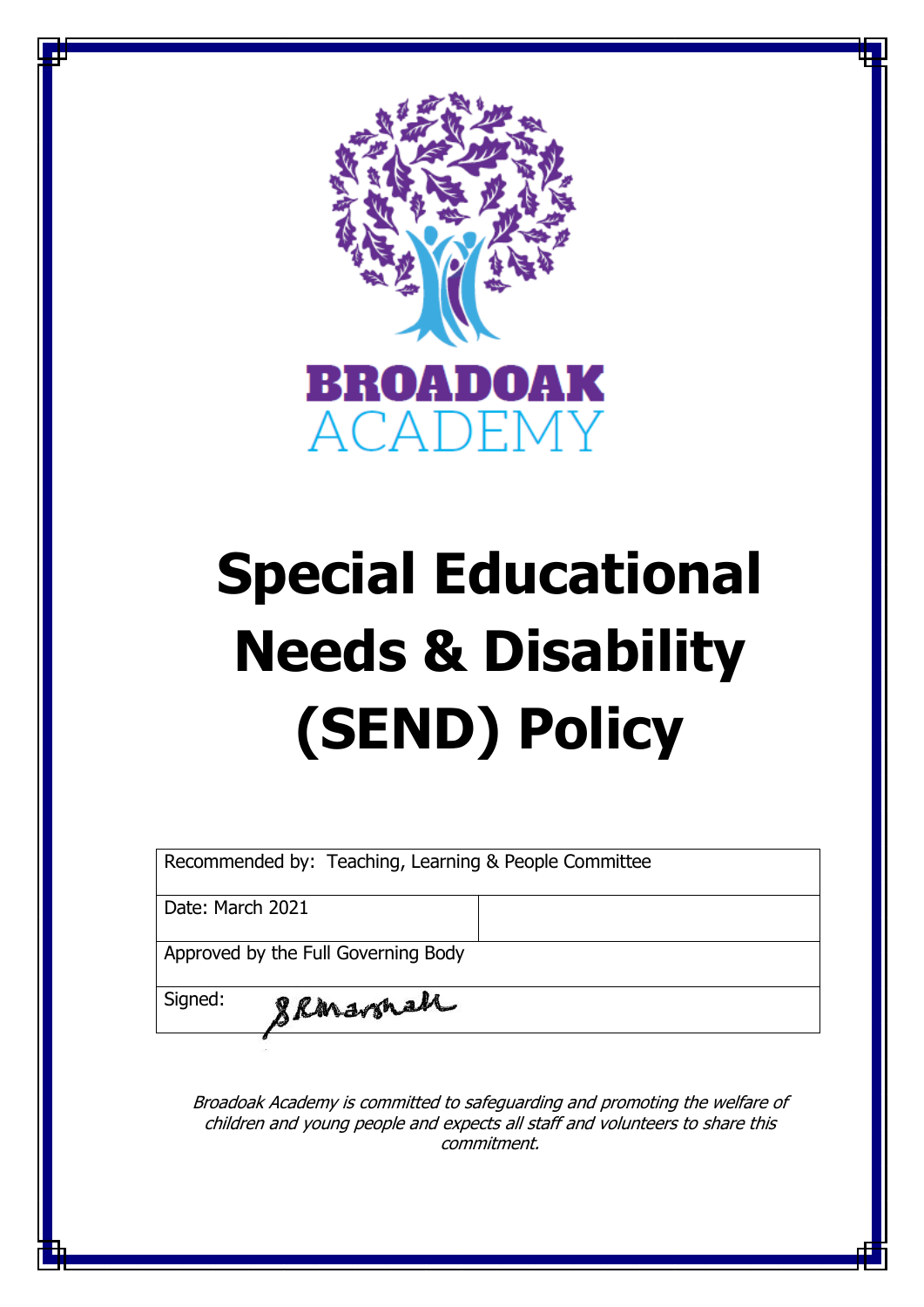BROADOAK
ACADEMY

# Special Educational Needs & Disability (SEND) Policy

| Recommended by: Teaching, Learning & People Committee | |
|---|---|
| Date: March 2021 | |
| Approved by the Full Governing Body | |
| Signed: S R Marshall | |

*Broadoak Academy is committed to safeguarding and promoting the welfare of children and young people and expects all staff and volunteers to share this commitment.*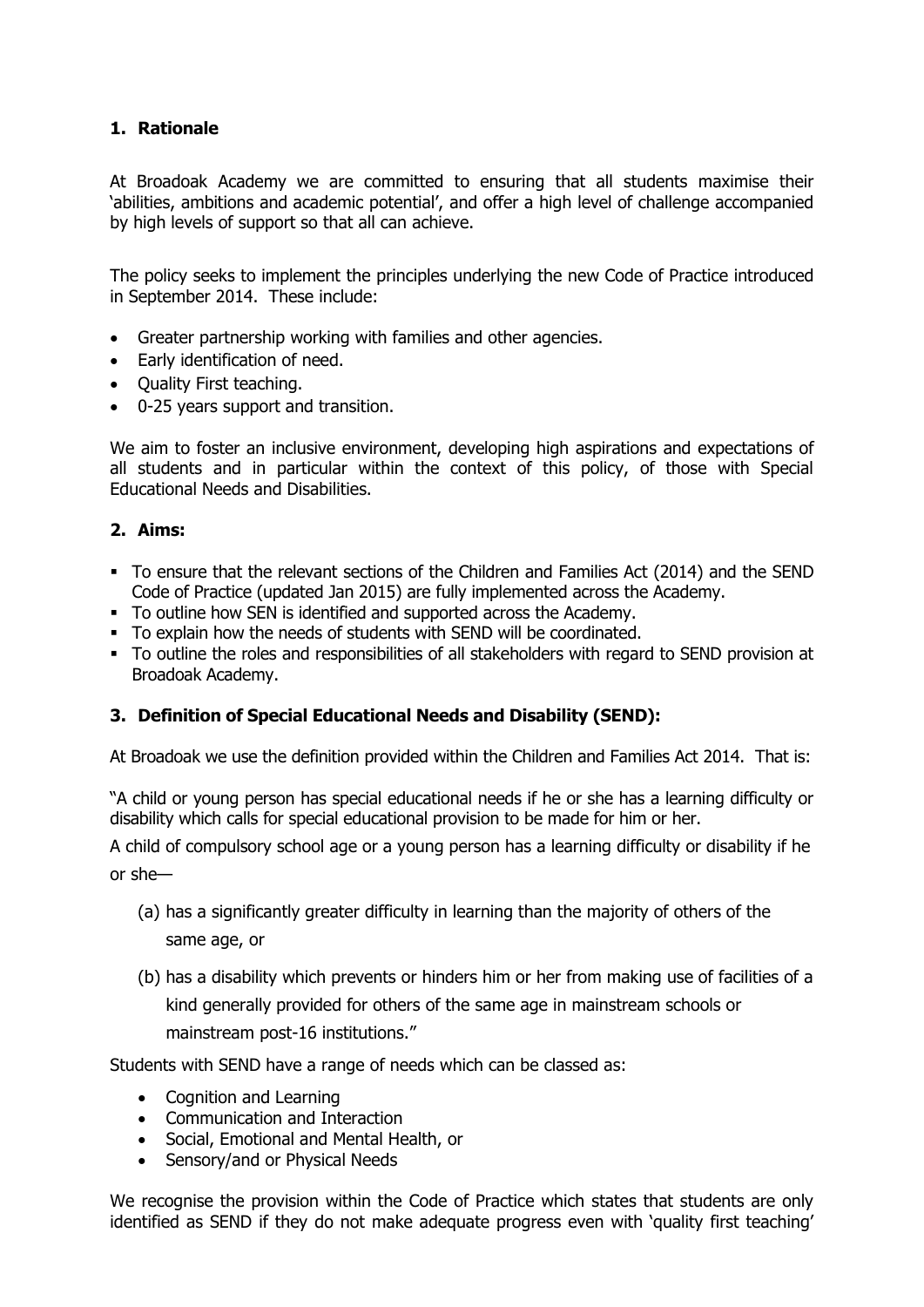## 1. Rationale

At Broadoak Academy we are committed to ensuring that all students maximise their 'abilities, ambitions and academic potential', and offer a high level of challenge accompanied by high levels of support so that all can achieve.

The policy seeks to implement the principles underlying the new Code of Practice introduced in September 2014. These include:

- Greater partnership working with families and other agencies.
- Early identification of need.
- Quality First teaching.
- 0-25 years support and transition.

We aim to foster an inclusive environment, developing high aspirations and expectations of all students and in particular within the context of this policy, of those with Special Educational Needs and Disabilities.

## 2. Aims:

- To ensure that the relevant sections of the Children and Families Act (2014) and the SEND Code of Practice (updated Jan 2015) are fully implemented across the Academy.
- To outline how SEN is identified and supported across the Academy.
- To explain how the needs of students with SEND will be coordinated.
- To outline the roles and responsibilities of all stakeholders with regard to SEND provision at Broadoak Academy.

## 3. Definition of Special Educational Needs and Disability (SEND):

At Broadoak we use the definition provided within the Children and Families Act 2014. That is:

"A child or young person has special educational needs if he or she has a learning difficulty or disability which calls for special educational provision to be made for him or her.

A child of compulsory school age or a young person has a learning difficulty or disability if he or she—

(a) has a significantly greater difficulty in learning than the majority of others of the same age, or

(b) has a disability which prevents or hinders him or her from making use of facilities of a kind generally provided for others of the same age in mainstream schools or mainstream post-16 institutions."

Students with SEND have a range of needs which can be classed as:

- Cognition and Learning
- Communication and Interaction
- Social, Emotional and Mental Health, or
- Sensory/and or Physical Needs

We recognise the provision within the Code of Practice which states that students are only identified as SEND if they do not make adequate progress even with 'quality first teaching'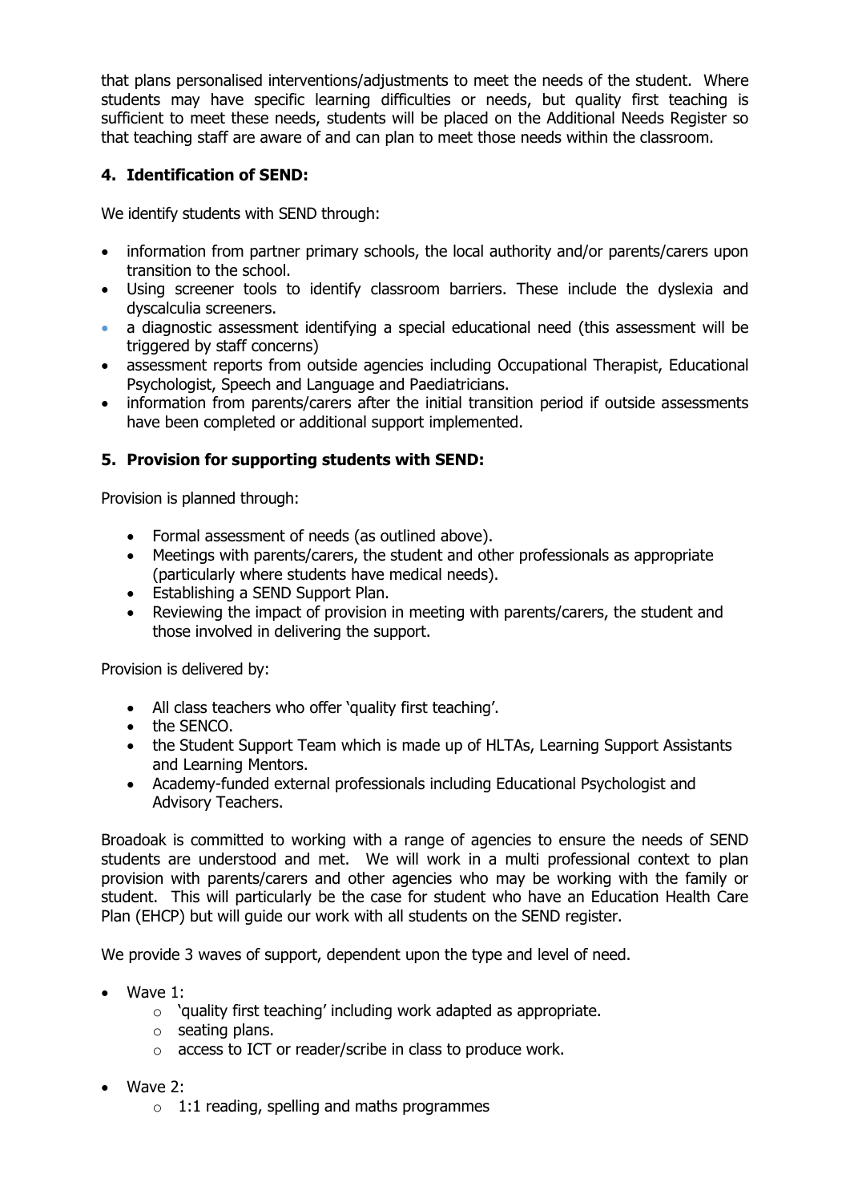that plans personalised interventions/adjustments to meet the needs of the student. Where students may have specific learning difficulties or needs, but quality first teaching is sufficient to meet these needs, students will be placed on the Additional Needs Register so that teaching staff are aware of and can plan to meet those needs within the classroom.

## 4. Identification of SEND:

We identify students with SEND through:

- information from partner primary schools, the local authority and/or parents/carers upon transition to the school.
- Using screener tools to identify classroom barriers. These include the dyslexia and dyscalculia screeners.
- a diagnostic assessment identifying a special educational need (this assessment will be triggered by staff concerns)
- assessment reports from outside agencies including Occupational Therapist, Educational Psychologist, Speech and Language and Paediatricians.
- information from parents/carers after the initial transition period if outside assessments have been completed or additional support implemented.

## 5. Provision for supporting students with SEND:

Provision is planned through:

- Formal assessment of needs (as outlined above).
- Meetings with parents/carers, the student and other professionals as appropriate (particularly where students have medical needs).
- Establishing a SEND Support Plan.
- Reviewing the impact of provision in meeting with parents/carers, the student and those involved in delivering the support.

Provision is delivered by:

- All class teachers who offer 'quality first teaching'.
- the SENCO.
- the Student Support Team which is made up of HLTAs, Learning Support Assistants and Learning Mentors.
- Academy-funded external professionals including Educational Psychologist and Advisory Teachers.

Broadoak is committed to working with a range of agencies to ensure the needs of SEND students are understood and met. We will work in a multi professional context to plan provision with parents/carers and other agencies who may be working with the family or student. This will particularly be the case for student who have an Education Health Care Plan (EHCP) but will guide our work with all students on the SEND register.

We provide 3 waves of support, dependent upon the type and level of need.

- Wave 1:
  - 'quality first teaching' including work adapted as appropriate.
  - seating plans.
  - access to ICT or reader/scribe in class to produce work.
- Wave 2:
  - 1:1 reading, spelling and maths programmes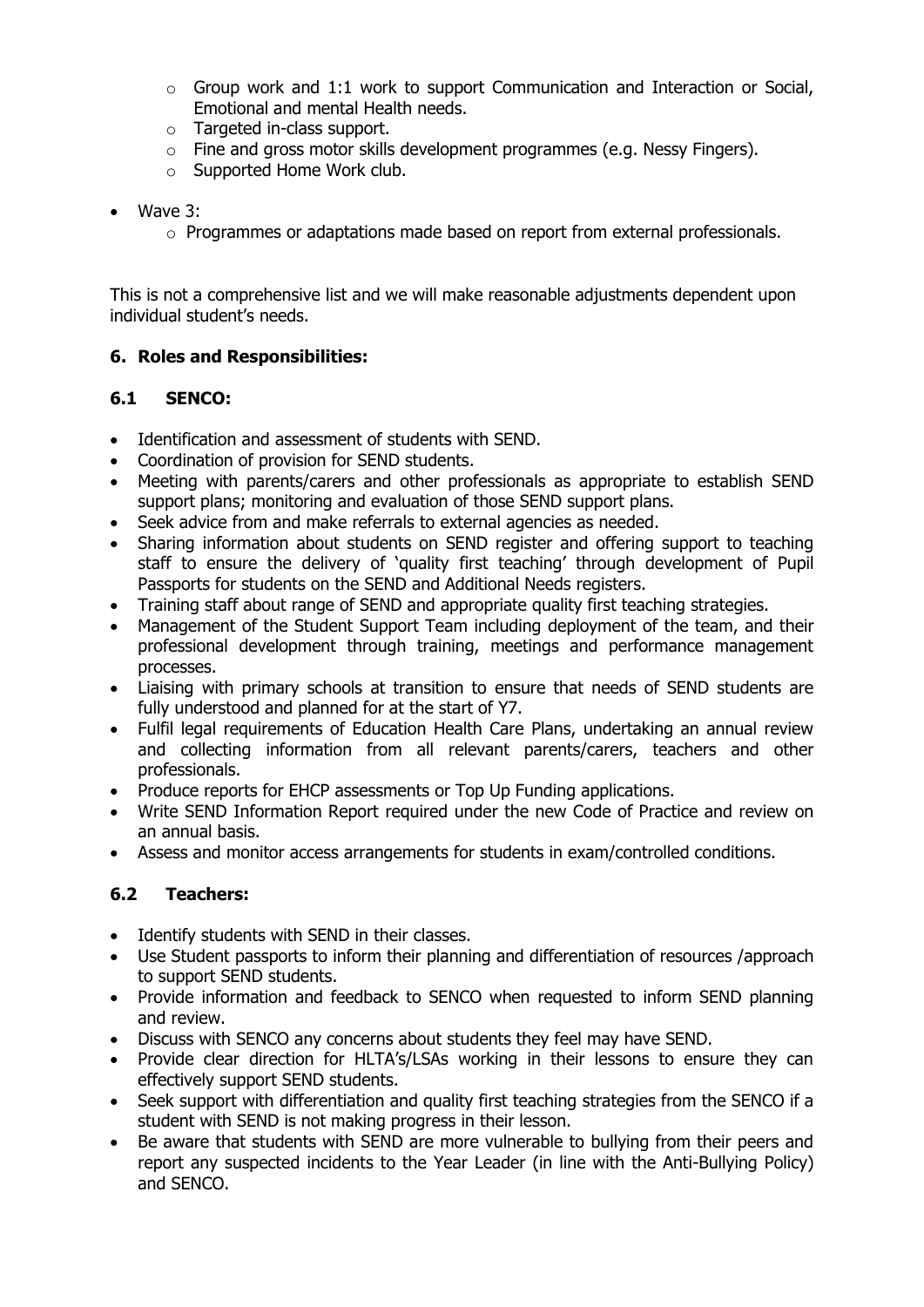- Group work and 1:1 work to support Communication and Interaction or Social, Emotional and mental Health needs.
  - Targeted in-class support.
  - Fine and gross motor skills development programmes (e.g. Nessy Fingers).
  - Supported Home Work club.

- Wave 3:
  - Programmes or adaptations made based on report from external professionals.

This is not a comprehensive list and we will make reasonable adjustments dependent upon individual student's needs.

## 6. Roles and Responsibilities:

### 6.1 SENCO:

- Identification and assessment of students with SEND.
- Coordination of provision for SEND students.
- Meeting with parents/carers and other professionals as appropriate to establish SEND support plans; monitoring and evaluation of those SEND support plans.
- Seek advice from and make referrals to external agencies as needed.
- Sharing information about students on SEND register and offering support to teaching staff to ensure the delivery of 'quality first teaching' through development of Pupil Passports for students on the SEND and Additional Needs registers.
- Training staff about range of SEND and appropriate quality first teaching strategies.
- Management of the Student Support Team including deployment of the team, and their professional development through training, meetings and performance management processes.
- Liaising with primary schools at transition to ensure that needs of SEND students are fully understood and planned for at the start of Y7.
- Fulfil legal requirements of Education Health Care Plans, undertaking an annual review and collecting information from all relevant parents/carers, teachers and other professionals.
- Produce reports for EHCP assessments or Top Up Funding applications.
- Write SEND Information Report required under the new Code of Practice and review on an annual basis.
- Assess and monitor access arrangements for students in exam/controlled conditions.

### 6.2 Teachers:

- Identify students with SEND in their classes.
- Use Student passports to inform their planning and differentiation of resources /approach to support SEND students.
- Provide information and feedback to SENCO when requested to inform SEND planning and review.
- Discuss with SENCO any concerns about students they feel may have SEND.
- Provide clear direction for HLTA's/LSAs working in their lessons to ensure they can effectively support SEND students.
- Seek support with differentiation and quality first teaching strategies from the SENCO if a student with SEND is not making progress in their lesson.
- Be aware that students with SEND are more vulnerable to bullying from their peers and report any suspected incidents to the Year Leader (in line with the Anti-Bullying Policy) and SENCO.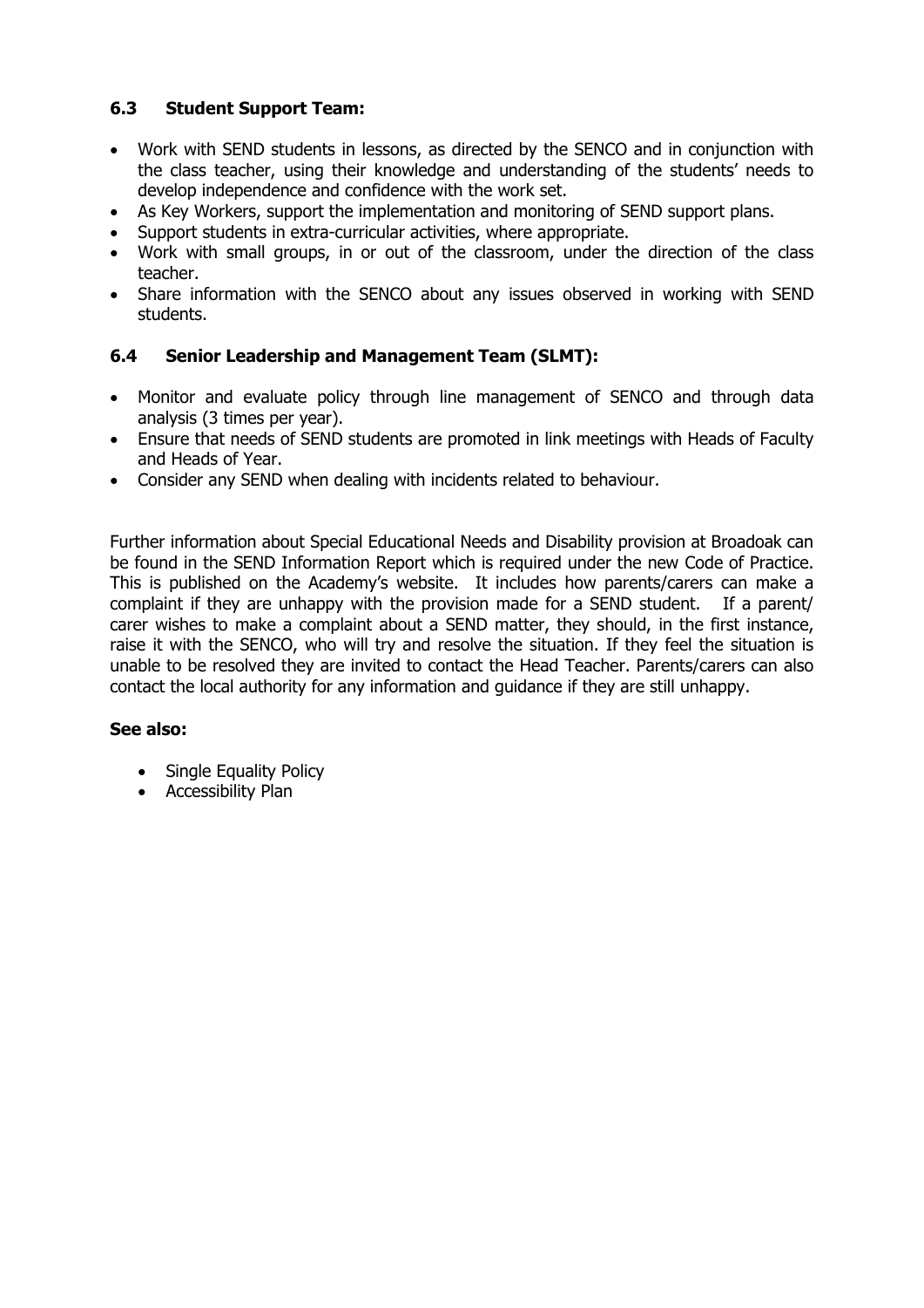### 6.3 Student Support Team:

- Work with SEND students in lessons, as directed by the SENCO and in conjunction with the class teacher, using their knowledge and understanding of the students' needs to develop independence and confidence with the work set.
- As Key Workers, support the implementation and monitoring of SEND support plans.
- Support students in extra-curricular activities, where appropriate.
- Work with small groups, in or out of the classroom, under the direction of the class teacher.
- Share information with the SENCO about any issues observed in working with SEND students.

### 6.4 Senior Leadership and Management Team (SLMT):

- Monitor and evaluate policy through line management of SENCO and through data analysis (3 times per year).
- Ensure that needs of SEND students are promoted in link meetings with Heads of Faculty and Heads of Year.
- Consider any SEND when dealing with incidents related to behaviour.

Further information about Special Educational Needs and Disability provision at Broadoak can be found in the SEND Information Report which is required under the new Code of Practice. This is published on the Academy's website. It includes how parents/carers can make a complaint if they are unhappy with the provision made for a SEND student. If a parent/ carer wishes to make a complaint about a SEND matter, they should, in the first instance, raise it with the SENCO, who will try and resolve the situation. If they feel the situation is unable to be resolved they are invited to contact the Head Teacher. Parents/carers can also contact the local authority for any information and guidance if they are still unhappy.

**See also:**

- Single Equality Policy
- Accessibility Plan